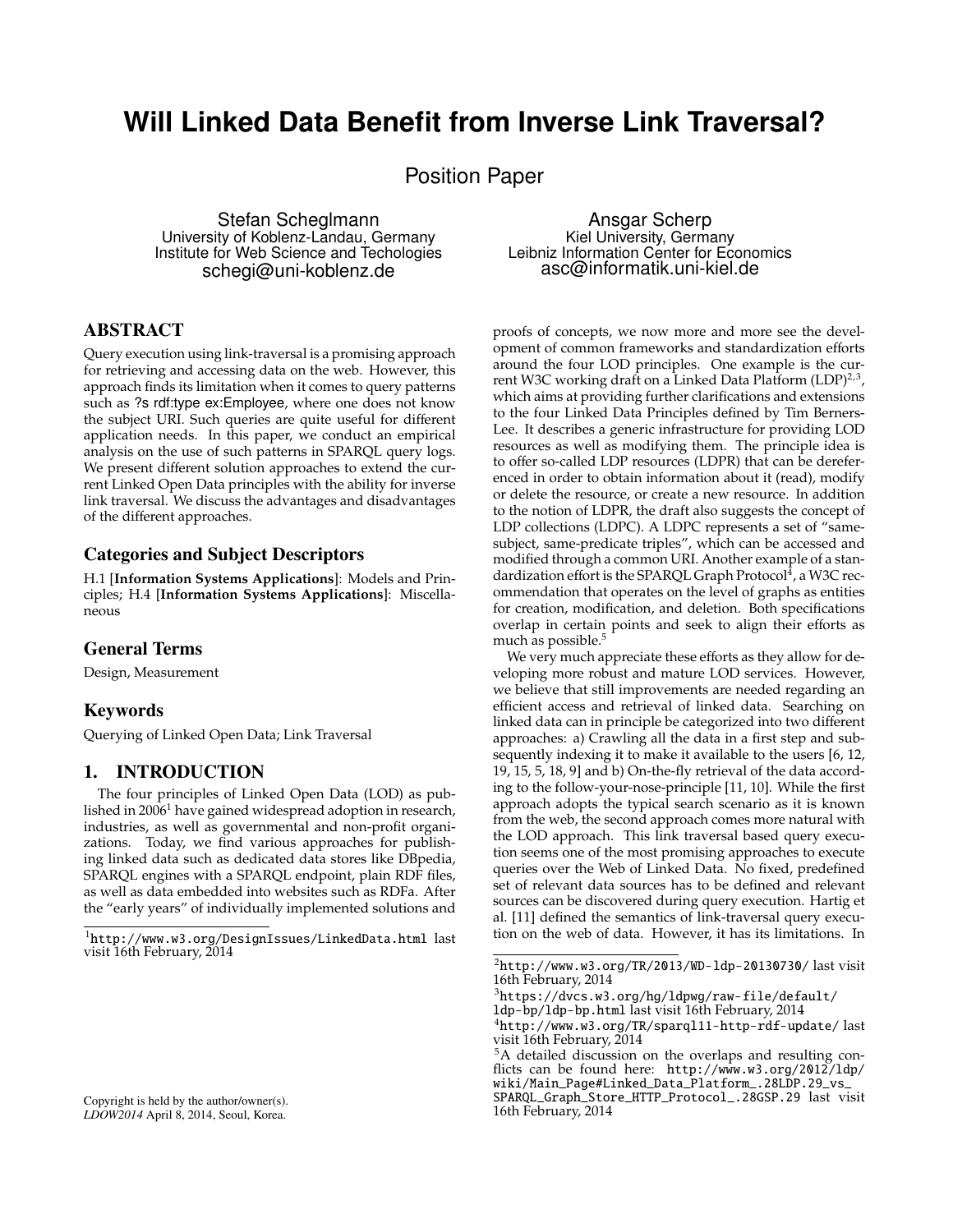# Will Linked Data Benefit from Inverse Link Traversal?

## Position Paper

Stefan Scheglmann
University of Koblenz-Landau, Germany
Institute for Web Science and Techologies
schegi@uni-koblenz.de

Ansgar Scherp
Kiel University, Germany
Leibniz Information Center for Economics
asc@informatik.uni-kiel.de

## ABSTRACT

Query execution using link-traversal is a promising approach for retrieving and accessing data on the web. However, this approach finds its limitation when it comes to query patterns such as ?s rdf:type ex:Employee, where one does not know the subject URI. Such queries are quite useful for different application needs. In this paper, we conduct an empirical analysis on the use of such patterns in SPARQL query logs. We present different solution approaches to extend the current Linked Open Data principles with the ability for inverse link traversal. We discuss the advantages and disadvantages of the different approaches.

### Categories and Subject Descriptors

H.1 [**Information Systems Applications**]: Models and Principles; H.4 [**Information Systems Applications**]: Miscellaneous

### General Terms

Design, Measurement

### Keywords

Querying of Linked Open Data; Link Traversal

## 1. INTRODUCTION

The four principles of Linked Open Data (LOD) as published in 2006[1] have gained widespread adoption in research, industries, as well as governmental and non-profit organizations. Today, we find various approaches for publishing linked data such as dedicated data stores like DBpedia, SPARQL engines with a SPARQL endpoint, plain RDF files, as well as data embedded into websites such as RDFa. After the "early years" of individually implemented solutions and proofs of concepts, we now more and more see the development of common frameworks and standardization efforts around the four LOD principles. One example is the current W3C working draft on a Linked Data Platform (LDP)[2,3], which aims at providing further clarifications and extensions to the four Linked Data Principles defined by Tim Berners-Lee. It describes a generic infrastructure for providing LOD resources as well as modifying them. The principle idea is to offer so-called LDP resources (LDPR) that can be dereferenced in order to obtain information about it (read), modify or delete the resource, or create a new resource. In addition to the notion of LDPR, the draft also suggests the concept of LDP collections (LDPC). A LDPC represents a set of "same-subject, same-predicate triples", which can be accessed and modified through a common URI. Another example of a standardization effort is the SPARQL Graph Protocol[4], a W3C recommendation that operates on the level of graphs as entities for creation, modification, and deletion. Both specifications overlap in certain points and seek to align their efforts as much as possible.[5]

We very much appreciate these efforts as they allow for developing more robust and mature LOD services. However, we believe that still improvements are needed regarding an efficient access and retrieval of linked data. Searching on linked data can in principle be categorized into two different approaches: a) Crawling all the data in a first step and subsequently indexing it to make it available to the users [6, 12, 19, 15, 5, 18, 9] and b) On-the-fly retrieval of the data according to the follow-your-nose-principle [11, 10]. While the first approach adopts the typical search scenario as it is known from the web, the second approach comes more natural with the LOD approach. This link traversal based query execution seems one of the most promising approaches to execute queries over the Web of Linked Data. No fixed, predefined set of relevant data sources has to be defined and relevant sources can be discovered during query execution. Hartig et al. [11] defined the semantics of link-traversal query execution on the web of data. However, it has its limitations. In

---

[1] http://www.w3.org/DesignIssues/LinkedData.html last visit 16th February, 2014

[2] http://www.w3.org/TR/2013/WD-ldp-20130730/ last visit 16th February, 2014

[3] https://dvcs.w3.org/hg/ldpwg/raw-file/default/ldp-bp/ldp-bp.html last visit 16th February, 2014

[4] http://www.w3.org/TR/sparql11-http-rdf-update/ last visit 16th February, 2014

[5] A detailed discussion on the overlaps and resulting conflicts can be found here: http://www.w3.org/2012/ldp/wiki/Main_Page#Linked_Data_Platform_.28LDP.29_vs_SPARQL_Graph_Store_HTTP_Protocol_.28GSP.29 last visit 16th February, 2014

Copyright is held by the author/owner(s).
*LDOW2014* April 8, 2014, Seoul, Korea.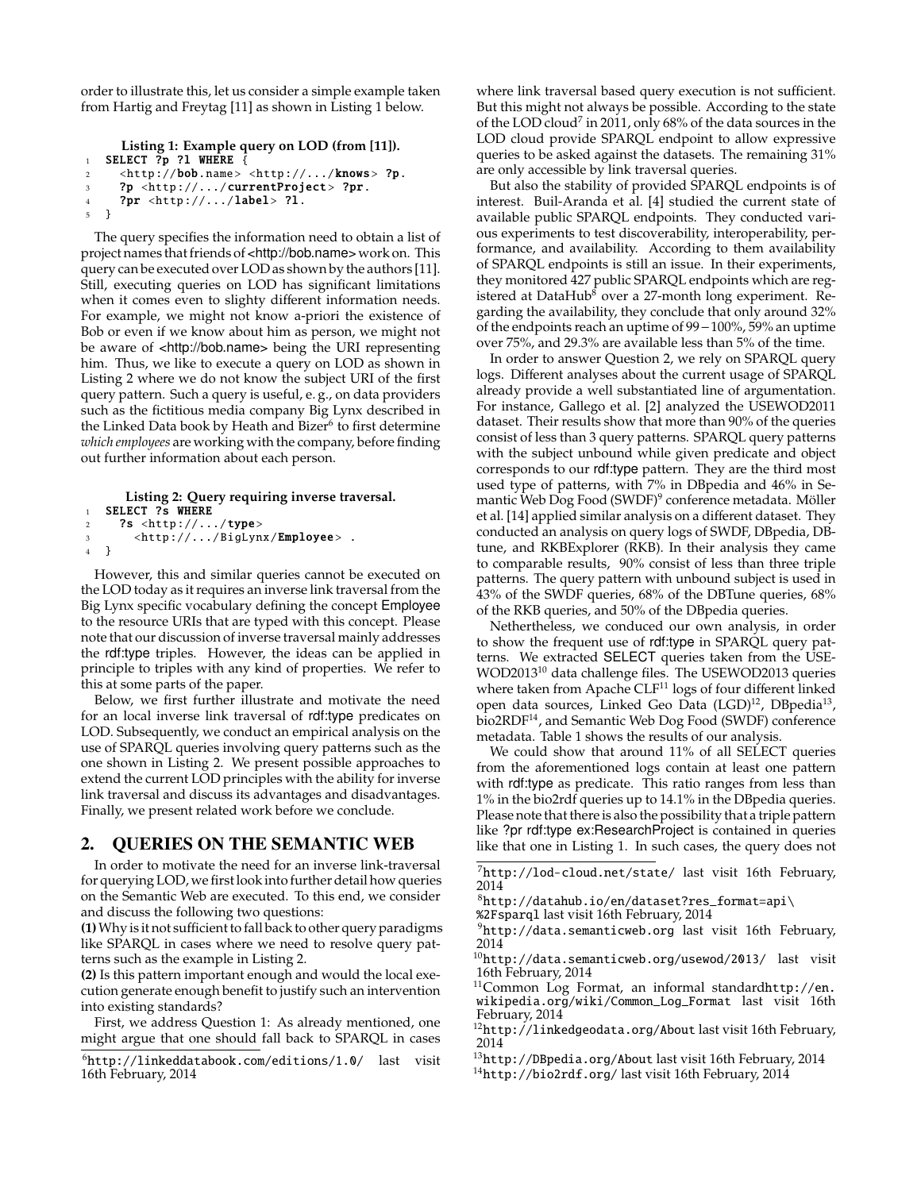order to illustrate this, let us consider a simple example taken from Hartig and Freytag [11] as shown in Listing 1 below.

**Listing 1: Example query on LOD (from [11]).**

```
1  SELECT ?p ?l WHERE {
2    <http://bob.name> <http://.../knows> ?p.
3    ?p <http://.../currentProject> ?pr.
4    ?pr <http://.../label> ?l.
5  }
```

The query specifies the information need to obtain a list of project names that friends of <http://bob.name> work on. This query can be executed over LOD as shown by the authors [11]. Still, executing queries on LOD has significant limitations when it comes even to slighty different information needs. For example, we might not know a-priori the existence of Bob or even if we know about him as person, we might not be aware of <http://bob.name> being the URI representing him. Thus, we like to execute a query on LOD as shown in Listing 2 where we do not know the subject URI of the first query pattern. Such a query is useful, e. g., on data providers such as the fictitious media company Big Lynx described in the Linked Data book by Heath and Bizer[6] to first determine *which employees* are working with the company, before finding out further information about each person.

**Listing 2: Query requiring inverse traversal.**

```
1  SELECT ?s WHERE
2    ?s <http://.../type>
3      <http://.../BigLynx/Employee> .
4  }
```

However, this and similar queries cannot be executed on the LOD today as it requires an inverse link traversal from the Big Lynx specific vocabulary defining the concept Employee to the resource URIs that are typed with this concept. Please note that our discussion of inverse traversal mainly addresses the rdf:type triples. However, the ideas can be applied in principle to triples with any kind of properties. We refer to this at some parts of the paper.

Below, we first further illustrate and motivate the need for an local inverse link traversal of rdf:type predicates on LOD. Subsequently, we conduct an empirical analysis on the use of SPARQL queries involving query patterns such as the one shown in Listing 2. We present possible approaches to extend the current LOD principles with the ability for inverse link traversal and discuss its advantages and disadvantages. Finally, we present related work before we conclude.

## 2. QUERIES ON THE SEMANTIC WEB

In order to motivate the need for an inverse link-traversal for querying LOD, we first look into further detail how queries on the Semantic Web are executed. To this end, we consider and discuss the following two questions:

**(1)** Why is it not sufficient to fall back to other query paradigms like SPARQL in cases where we need to resolve query patterns such as the example in Listing 2.

**(2)** Is this pattern important enough and would the local execution generate enough benefit to justify such an intervention into existing standards?

First, we address Question 1: As already mentioned, one might argue that one should fall back to SPARQL in cases where link traversal based query execution is not sufficient. But this might not always be possible. According to the state of the LOD cloud[7] in 2011, only 68% of the data sources in the LOD cloud provide SPARQL endpoint to allow expressive queries to be asked against the datasets. The remaining 31% are only accessible by link traversal queries.

But also the stability of provided SPARQL endpoints is of interest. Buil-Aranda et al. [4] studied the current state of available public SPARQL endpoints. They conducted various experiments to test discoverability, interoperability, performance, and availability. According to them availability of SPARQL endpoints is still an issue. In their experiments, they monitored 427 public SPARQL endpoints which are registered at DataHub[8] over a 27-month long experiment. Regarding the availability, they conclude that only around 32% of the endpoints reach an uptime of 99 − 100%, 59% an uptime over 75%, and 29.3% are available less than 5% of the time.

In order to answer Question 2, we rely on SPARQL query logs. Different analyses about the current usage of SPARQL already provide a well substantiated line of argumentation. For instance, Gallego et al. [2] analyzed the USEWOD2011 dataset. Their results show that more than 90% of the queries consist of less than 3 query patterns. SPARQL query patterns with the subject unbound while given predicate and object corresponds to our rdf:type pattern. They are the third most used type of patterns, with 7% in DBpedia and 46% in Semantic Web Dog Food (SWDF)[9] conference metadata. Möller et al. [14] applied similar analysis on a different dataset. They conducted an analysis on query logs of SWDF, DBpedia, DBtune, and RKBExplorer (RKB). In their analysis they came to comparable results, 90% consist of less than three triple patterns. The query pattern with unbound subject is used in 43% of the SWDF queries, 68% of the DBTune queries, 68% of the RKB queries, and 50% of the DBpedia queries.

Nethertheless, we conduced our own analysis, in order to show the frequent use of rdf:type in SPARQL query patterns. We extracted SELECT queries taken from the USEWOD2013[10] data challenge files. The USEWOD2013 queries where taken from Apache CLF[11] logs of four different linked open data sources, Linked Geo Data (LGD)[12], DBpedia[13], bio2RDF[14], and Semantic Web Dog Food (SWDF) conference metadata. Table 1 shows the results of our analysis.

We could show that around 11% of all SELECT queries from the aforementioned logs contain at least one pattern with rdf:type as predicate. This ratio ranges from less than 1% in the bio2rdf queries up to 14.1% in the DBpedia queries. Please note that there is also the possibility that a triple pattern like ?pr rdf:type ex:ResearchProject is contained in queries like that one in Listing 1. In such cases, the query does not

[6] http://linkeddatabook.com/editions/1.0/ last visit 16th February, 2014

[7] http://lod-cloud.net/state/ last visit 16th February, 2014

[8] http://datahub.io/en/dataset?res_format=api\%2Fsparql last visit 16th February, 2014

[9] http://data.semanticweb.org last visit 16th February, 2014

[10] http://data.semanticweb.org/usewod/2013/ last visit 16th February, 2014

[11] Common Log Format, an informal standardhttp://en.wikipedia.org/wiki/Common_Log_Format last visit 16th February, 2014

[12] http://linkedgeodata.org/About last visit 16th February, 2014

[13] http://DBpedia.org/About last visit 16th February, 2014

[14] http://bio2rdf.org/ last visit 16th February, 2014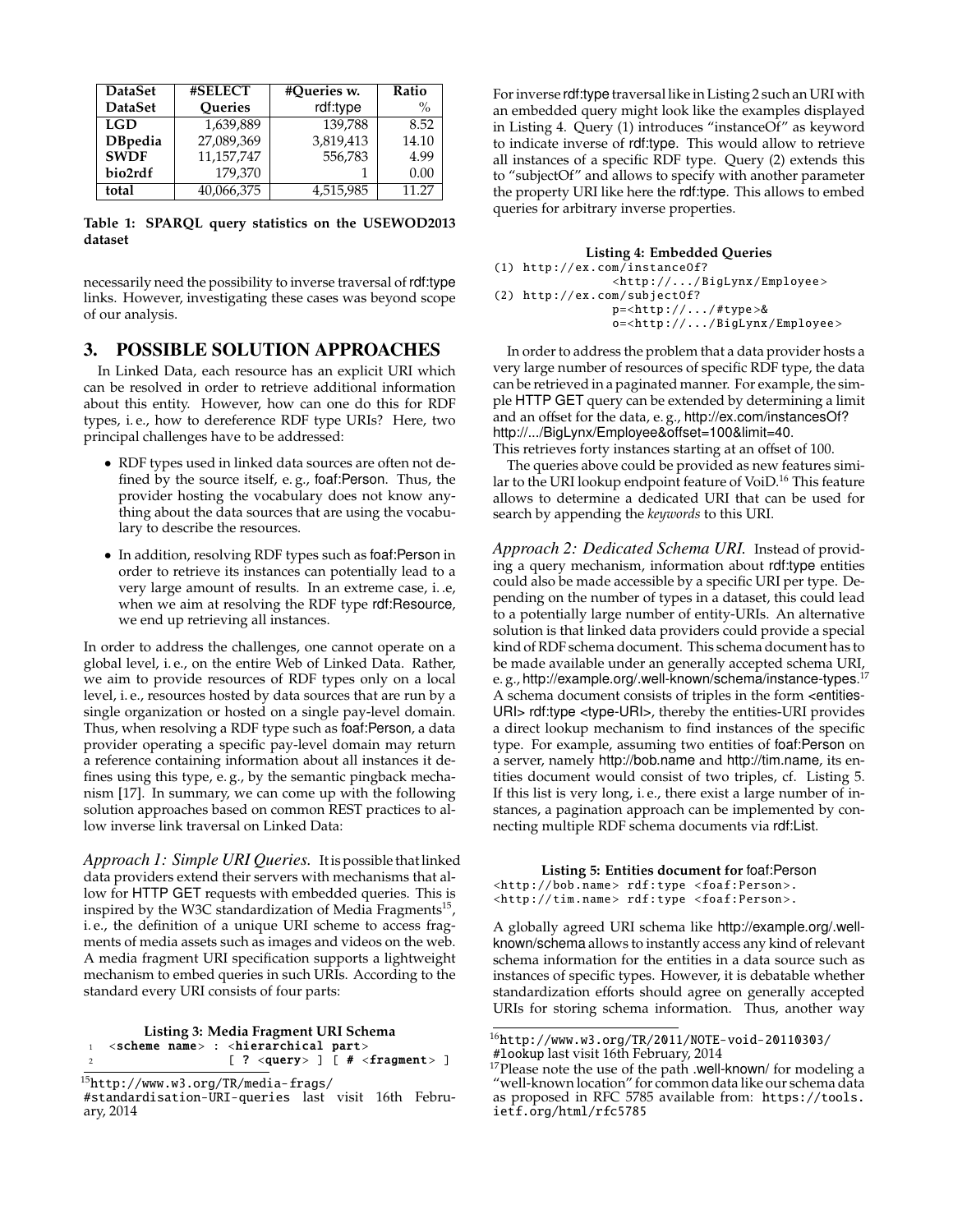| DataSet | #SELECT | #Queries w. | Ratio |
|---|---|---|---|
| DataSet | Queries | rdf:type | % |
| **LGD** | 1,639,889 | 139,788 | 8.52 |
| **DBpedia** | 27,089,369 | 3,819,413 | 14.10 |
| **SWDF** | 11,157,747 | 556,783 | 4.99 |
| **bio2rdf** | 179,370 | 1 | 0.00 |
| **total** | 40,066,375 | 4,515,985 | 11.27 |

**Table 1: SPARQL query statistics on the USEWOD2013 dataset**

necessarily need the possibility to inverse traversal of rdf:type links. However, investigating these cases was beyond scope of our analysis.

## 3. POSSIBLE SOLUTION APPROACHES

In Linked Data, each resource has an explicit URI which can be resolved in order to retrieve additional information about this entity. However, how can one do this for RDF types, i. e., how to dereference RDF type URIs? Here, two principal challenges have to be addressed:

- RDF types used in linked data sources are often not defined by the source itself, e. g., foaf:Person. Thus, the provider hosting the vocabulary does not know anything about the data sources that are using the vocabulary to describe the resources.
- In addition, resolving RDF types such as foaf:Person in order to retrieve its instances can potentially lead to a very large amount of results. In an extreme case, i. .e, when we aim at resolving the RDF type rdf:Resource, we end up retrieving all instances.

In order to address the challenges, one cannot operate on a global level, i. e., on the entire Web of Linked Data. Rather, we aim to provide resources of RDF types only on a local level, i. e., resources hosted by data sources that are run by a single organization or hosted on a single pay-level domain. Thus, when resolving a RDF type such as foaf:Person, a data provider operating a specific pay-level domain may return a reference containing information about all instances it defines using this type, e. g., by the semantic pingback mechanism [17]. In summary, we can come up with the following solution approaches based on common REST practices to allow inverse link traversal on Linked Data:

*Approach 1: Simple URI Queries.* It is possible that linked data providers extend their servers with mechanisms that allow for HTTP GET requests with embedded queries. This is inspired by the W3C standardization of Media Fragments[15], i. e., the definition of a unique URI scheme to access fragments of media assets such as images and videos on the web. A media fragment URI specification supports a lightweight mechanism to embed queries in such URIs. According to the standard every URI consists of four parts:

**Listing 3: Media Fragment URI Schema**

```
1  <scheme name> : <hierarchical part>
2                  [ ? <query> ] [ # <fragment> ]
```

For inverse rdf:type traversal like in Listing 2 such an URI with an embedded query might look like the examples displayed in Listing 4. Query (1) introduces "instanceOf" as keyword to indicate inverse of rdf:type. This would allow to retrieve all instances of a specific RDF type. Query (2) extends this to "subjectOf" and allows to specify with another parameter the property URI like here the rdf:type. This allows to embed queries for arbitrary inverse properties.

**Listing 4: Embedded Queries**

```
(1) http://ex.com/instanceOf?
                <http://.../BigLynx/Employee>
(2) http://ex.com/subjectOf?
                p=<http://.../#type>&
                o=<http://.../BigLynx/Employee>
```

In order to address the problem that a data provider hosts a very large number of resources of specific RDF type, the data can be retrieved in a paginated manner. For example, the simple HTTP GET query can be extended by determining a limit and an offset for the data, e. g., http://ex.com/instancesOf?http://.../BigLynx/Employee&offset=100&limit=40.
This retrieves forty instances starting at an offset of 100.

The queries above could be provided as new features similar to the URI lookup endpoint feature of VoiD.[16] This feature allows to determine a dedicated URI that can be used for search by appending the *keywords* to this URI.

*Approach 2: Dedicated Schema URI.* Instead of providing a query mechanism, information about rdf:type entities could also be made accessible by a specific URI per type. Depending on the number of types in a dataset, this could lead to a potentially large number of entity-URIs. An alternative solution is that linked data providers could provide a special kind of RDF schema document. This schema document has to be made available under an generally accepted schema URI, e. g., http://example.org/.well-known/schema/instance-types.[17] A schema document consists of triples in the form <entities-URI> rdf:type <type-URI>, thereby the entities-URI provides a direct lookup mechanism to find instances of the specific type. For example, assuming two entities of foaf:Person on a server, namely http://bob.name and http://tim.name, its entities document would consist of two triples, cf. Listing 5. If this list is very long, i. e., there exist a large number of instances, a pagination approach can be implemented by connecting multiple RDF schema documents via rdf:List.

**Listing 5: Entities document for foaf:Person**

```
<http://bob.name> rdf:type <foaf:Person>.
<http://tim.name> rdf:type <foaf:Person>.
```

A globally agreed URI schema like http://example.org/.well-known/schema allows to instantly access any kind of relevant schema information for the entities in a data source such as instances of specific types. However, it is debatable whether standardization efforts should agree on generally accepted URIs for storing schema information. Thus, another way

[15] http://www.w3.org/TR/media-frags/#standardisation-URI-queries last visit 16th February, 2014

[16] http://www.w3.org/TR/2011/NOTE-void-20110303/#lookup last visit 16th February, 2014

[17] Please note the use of the path .well-known/ for modeling a "well-known location" for common data like our schema data as proposed in RFC 5785 available from: https://tools.ietf.org/html/rfc5785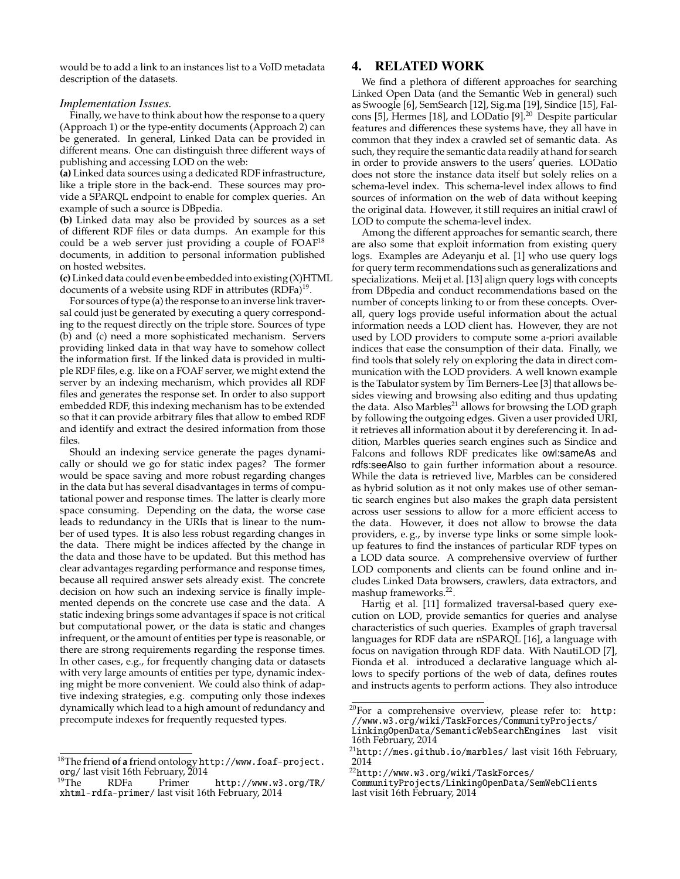would be to add a link to an instances list to a VoID metadata description of the datasets.

*Implementation Issues.*

Finally, we have to think about how the response to a query (Approach 1) or the type-entity documents (Approach 2) can be generated. In general, Linked Data can be provided in different means. One can distinguish three different ways of publishing and accessing LOD on the web:

**(a)** Linked data sources using a dedicated RDF infrastructure, like a triple store in the back-end. These sources may provide a SPARQL endpoint to enable for complex queries. An example of such a source is DBpedia.

**(b)** Linked data may also be provided by sources as a set of different RDF files or data dumps. An example for this could be a web server just providing a couple of FOAF[18] documents, in addition to personal information published on hosted websites.

**(c)** Linked data could even be embedded into existing (X)HTML documents of a website using RDF in attributes (RDFa)[19].

For sources of type (a) the response to an inverse link traversal could just be generated by executing a query corresponding to the request directly on the triple store. Sources of type (b) and (c) need a more sophisticated mechanism. Servers providing linked data in that way have to somehow collect the information first. If the linked data is provided in multiple RDF files, e.g. like on a FOAF server, we might extend the server by an indexing mechanism, which provides all RDF files and generates the response set. In order to also support embedded RDF, this indexing mechanism has to be extended so that it can provide arbitrary files that allow to embed RDF and identify and extract the desired information from those files.

Should an indexing service generate the pages dynamically or should we go for static index pages? The former would be space saving and more robust regarding changes in the data but has several disadvantages in terms of computational power and response times. The latter is clearly more space consuming. Depending on the data, the worse case leads to redundancy in the URIs that is linear to the number of used types. It is also less robust regarding changes in the data. There might be indices affected by the change in the data and those have to be updated. But this method has clear advantages regarding performance and response times, because all required answer sets already exist. The concrete decision on how such an indexing service is finally implemented depends on the concrete use case and the data. A static indexing brings some advantages if space is not critical but computational power, or the data is static and changes infrequent, or the amount of entities per type is reasonable, or there are strong requirements regarding the response times. In other cases, e.g., for frequently changing data or datasets with very large amounts of entities per type, dynamic indexing might be more convenient. We could also think of adaptive indexing strategies, e.g. computing only those indexes dynamically which lead to a high amount of redundancy and precompute indexes for frequently requested types.

[18]The **f**riend **o**f **a** **f**riend ontology http://www.foaf-project.org/ last visit 16th February, 2014

[19]The RDFa Primer http://www.w3.org/TR/xhtml-rdfa-primer/ last visit 16th February, 2014

# 4. RELATED WORK

We find a plethora of different approaches for searching Linked Open Data (and the Semantic Web in general) such as Swoogle [6], SemSearch [12], Sig.ma [19], Sindice [15], Falcons [5], Hermes [18], and LODatio [9].[20] Despite particular features and differences these systems have, they all have in common that they index a crawled set of semantic data. As such, they require the semantic data readily at hand for search in order to provide answers to the users' queries. LODatio does not store the instance data itself but solely relies on a schema-level index. This schema-level index allows to find sources of information on the web of data without keeping the original data. However, it still requires an initial crawl of LOD to compute the schema-level index.

Among the different approaches for semantic search, there are also some that exploit information from existing query logs. Examples are Adeyanju et al. [1] who use query logs for query term recommendations such as generalizations and specializations. Meij et al. [13] align query logs with concepts from DBpedia and conduct recommendations based on the number of concepts linking to or from these concepts. Overall, query logs provide useful information about the actual information needs a LOD client has. However, they are not used by LOD providers to compute some a-priori available indices that ease the consumption of their data. Finally, we find tools that solely rely on exploring the data in direct communication with the LOD providers. A well known example is the Tabulator system by Tim Berners-Lee [3] that allows besides viewing and browsing also editing and thus updating the data. Also Marbles[21] allows for browsing the LOD graph by following the outgoing edges. Given a user provided URI, it retrieves all information about it by dereferencing it. In addition, Marbles queries search engines such as Sindice and Falcons and follows RDF predicates like owl:sameAs and rdfs:seeAlso to gain further information about a resource. While the data is retrieved live, Marbles can be considered as hybrid solution as it not only makes use of other semantic search engines but also makes the graph data persistent across user sessions to allow for a more efficient access to the data. However, it does not allow to browse the data providers, e. g., by inverse type links or some simple lookup features to find the instances of particular RDF types on a LOD data source. A comprehensive overview of further LOD components and clients can be found online and includes Linked Data browsers, crawlers, data extractors, and mashup frameworks.[22].

Hartig et al. [11] formalized traversal-based query execution on LOD, provide semantics for queries and analyse characteristics of such queries. Examples of graph traversal languages for RDF data are nSPARQL [16], a language with focus on navigation through RDF data. With NautiLOD [7], Fionda et al. introduced a declarative language which allows to specify portions of the web of data, defines routes and instructs agents to perform actions. They also introduce

[20]For a comprehensive overview, please refer to: http://www.w3.org/wiki/TaskForces/CommunityProjects/LinkingOpenData/SemanticWebSearchEngines last visit 16th February, 2014

[21]http://mes.github.io/marbles/ last visit 16th February, 2014

[22]http://www.w3.org/wiki/TaskForces/CommunityProjects/LinkingOpenData/SemWebClients last visit 16th February, 2014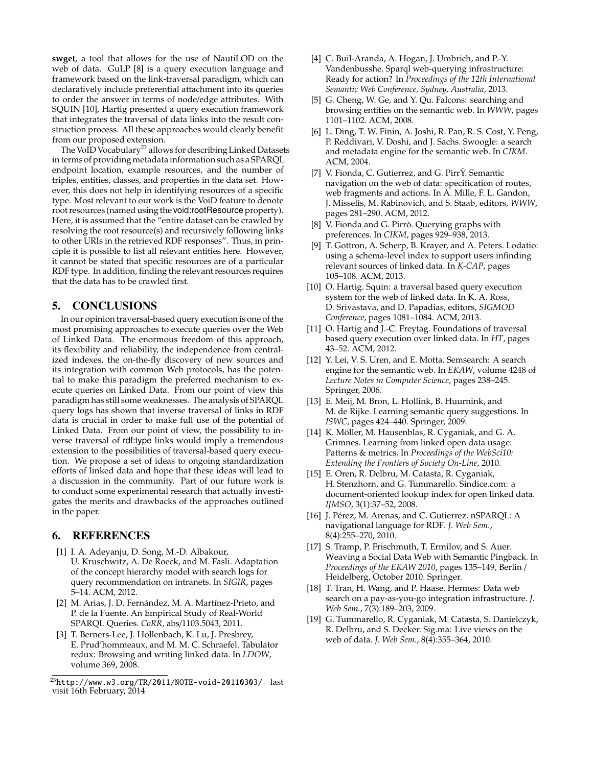**swget**, a tool that allows for the use of NautiLOD on the web of data. GuLP [8] is a query execution language and framework based on the link-traversal paradigm, which can declaratively include preferential attachment into its queries to order the answer in terms of node/edge attributes. With SQUIN [10], Hartig presented a query execution framework that integrates the traversal of data links into the result construction process. All these approaches would clearly benefit from our proposed extension.

The VoID Vocabulary[23] allows for describing Linked Datasets in terms of providing metadata information such as a SPARQL endpoint location, example resources, and the number of triples, entities, classes, and properties in the data set. However, this does not help in identifying resources of a specific type. Most relevant to our work is the VoiD feature to denote root resources (named using the void:rootResource property). Here, it is assumed that the "entire dataset can be crawled by resolving the root resource(s) and recursively following links to other URIs in the retrieved RDF responses". Thus, in principle it is possible to list all relevant entities here. However, it cannot be stated that specific resources are of a particular RDF type. In addition, finding the relevant resources requires that the data has to be crawled first.

## 5. CONCLUSIONS

In our opinion traversal-based query execution is one of the most promising approaches to execute queries over the Web of Linked Data. The enormous freedom of this approach, its flexibility and reliability, the independence from centralized indexes, the on-the-fly discovery of new sources and its integration with common Web protocols, has the potential to make this paradigm the preferred mechanism to execute queries on Linked Data. From our point of view this paradigm has still some weaknesses. The analysis of SPARQL query logs has shown that inverse traversal of links in RDF data is crucial in order to make full use of the potential of Linked Data. From our point of view, the possibility to inverse traversal of rdf:type links would imply a tremendous extension to the possibilities of traversal-based query execution. We propose a set of ideas to ongoing standardization efforts of linked data and hope that these ideas will lead to a discussion in the community. Part of our future work is to conduct some experimental research that actually investigates the merits and drawbacks of the approaches outlined in the paper.

## 6. REFERENCES

[1] I. A. Adeyanju, D. Song, M.-D. Albakour, U. Kruschwitz, A. De Roeck, and M. Fasli. Adaptation of the concept hierarchy model with search logs for query recommendation on intranets. In *SIGIR*, pages 5–14. ACM, 2012.

[2] M. Arias, J. D. Fernández, M. A. Martínez-Prieto, and P. de la Fuente. An Empirical Study of Real-World SPARQL Queries. *CoRR*, abs/1103.5043, 2011.

[3] T. Berners-Lee, J. Hollenbach, K. Lu, J. Presbrey, E. Prud'hommeaux, and M. M. C. Schraefel. Tabulator redux: Browsing and writing linked data. In *LDOW*, volume 369, 2008.

[4] C. Buil-Aranda, A. Hogan, J. Umbrich, and P.-Y. Vandenbussche. Sparql web-querying infrastructure: Ready for action? In *Proceedings of the 12th International Semantic Web Conference, Sydney, Australia*, 2013.

[5] G. Cheng, W. Ge, and Y. Qu. Falcons: searching and browsing entities on the semantic web. In *WWW*, pages 1101–1102. ACM, 2008.

[6] L. Ding, T. W. Finin, A. Joshi, R. Pan, R. S. Cost, Y. Peng, P. Reddivari, V. Doshi, and J. Sachs. Swoogle: a search and metadata engine for the semantic web. In *CIKM*. ACM, 2004.

[7] V. Fionda, C. Gutierrez, and G. PirrŸ. Semantic navigation on the web of data: specification of routes, web fragments and actions. In A. Mille, F. L. Gandon, J. Misselis, M. Rabinovich, and S. Staab, editors, *WWW*, pages 281–290. ACM, 2012.

[8] V. Fionda and G. Pirrò. Querying graphs with preferences. In *CIKM*, pages 929–938, 2013.

[9] T. Gottron, A. Scherp, B. Krayer, and A. Peters. Lodatio: using a schema-level index to support users infinding relevant sources of linked data. In *K-CAP*, pages 105–108. ACM, 2013.

[10] O. Hartig. Squin: a traversal based query execution system for the web of linked data. In K. A. Ross, D. Srivastava, and D. Papadias, editors, *SIGMOD Conference*, pages 1081–1084. ACM, 2013.

[11] O. Hartig and J.-C. Freytag. Foundations of traversal based query execution over linked data. In *HT*, pages 43–52. ACM, 2012.

[12] Y. Lei, V. S. Uren, and E. Motta. Semsearch: A search engine for the semantic web. In *EKAW*, volume 4248 of *Lecture Notes in Computer Science*, pages 238–245. Springer, 2006.

[13] E. Meij, M. Bron, L. Hollink, B. Huurnink, and M. de Rijke. Learning semantic query suggestions. In *ISWC*, pages 424–440. Springer, 2009.

[14] K. Möller, M. Hausenblas, R. Cyganiak, and G. A. Grimnes. Learning from linked open data usage: Patterns & metrics. In *Proceedings of the WebSci10: Extending the Frontiers of Society On-Line*, 2010.

[15] E. Oren, R. Delbru, M. Catasta, R. Cyganiak, H. Stenzhorn, and G. Tummarello. Sindice.com: a document-oriented lookup index for open linked data. *IJMSO*, 3(1):37–52, 2008.

[16] J. Pérez, M. Arenas, and C. Gutierrez. nSPARQL: A navigational language for RDF. *J. Web Sem.*, 8(4):255–270, 2010.

[17] S. Tramp, P. Frischmuth, T. Ermilov, and S. Auer. Weaving a Social Data Web with Semantic Pingback. In *Proceedings of the EKAW 2010*, pages 135–149, Berlin / Heidelberg, October 2010. Springer.

[18] T. Tran, H. Wang, and P. Haase. Hermes: Data web search on a pay-as-you-go integration infrastructure. *J. Web Sem.*, 7(3):189–203, 2009.

[19] G. Tummarello, R. Cyganiak, M. Catasta, S. Danielczyk, R. Delbru, and S. Decker. Sig.ma: Live views on the web of data. *J. Web Sem.*, 8(4):355–364, 2010.

[23] http://www.w3.org/TR/2011/NOTE-void-20110303/ last visit 16th February, 2014